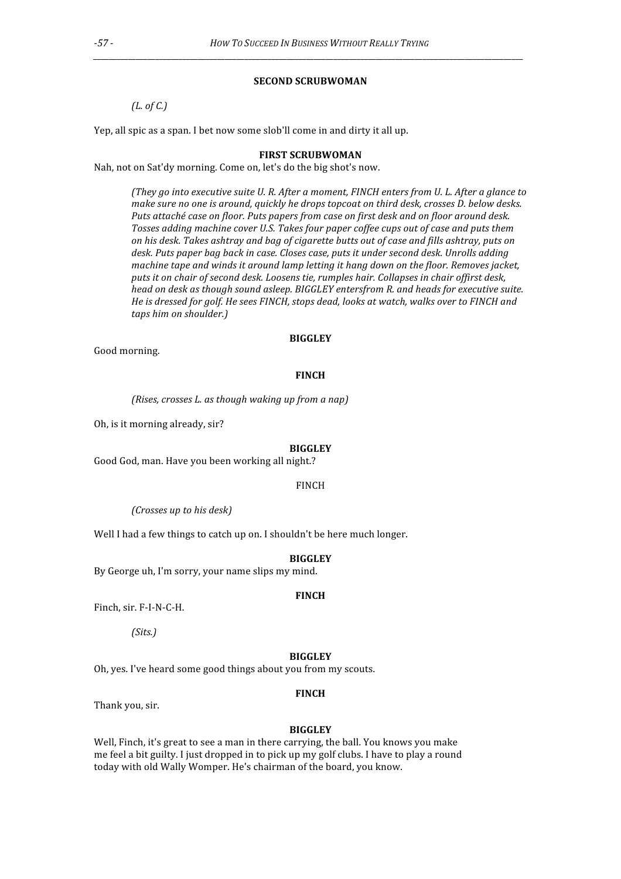**SECOND SCRUBWOMAN**

*(L. of C.)*

Yep, all spic as a span. I bet now some slob'll come in and dirty it all up.

**FIRST SCRUBWOMAN**

Nah, not on Sat'dy morning. Come on, let's do the big shot's now.

*(They go into executive suite U. R. After a moment, FINCH enters from U. L. After a glance to make sure no one is around, quickly he drops topcoat on third desk, crosses D. below desks. Puts attaché case on floor. Puts papers from case on first desk and on floor around desk. Tosses adding machine cover U.S. Takes four paper coffee cups out of case and puts them on his desk. Takes ashtray and bag of cigarette butts out of case and fills ashtray, puts on desk. Puts paper bag back in case. Closes case, puts it under second desk. Unrolls adding machine tape and winds it around lamp letting it hang down on the floor. Removes jacket, puts it on chair of second desk. Loosens tie, rumples hair. Collapses in chair offirst desk, head on desk as though sound asleep. BIGGLEY entersfrom R. and heads for executive suite. He is dressed for golf. He sees FINCH, stops dead, looks at watch, walks over to FINCH and taps him on shoulder.)*

**BIGGLEY**

Good morning.

**FINCH**

*(Rises, crosses L. as though waking up from a nap)*

Oh, is it morning already, sir?

**BIGGLEY**

Good God, man. Have you been working all night.?

FINCH

*(Crosses up to his desk)*

Well I had a few things to catch up on. I shouldn't be here much longer.

**BIGGLEY**

By George uh, I'm sorry, your name slips my mind.

**FINCH**

Finch, sir. F-I-N-C-H.

*(Sits.)*

**BIGGLEY**

Oh, yes. I've heard some good things about you from my scouts.

**FINCH**

Thank you, sir.

**BIGGLEY**

Well, Finch, it's great to see a man in there carrying, the ball. You knows you make me feel a bit guilty. I just dropped in to pick up my golf clubs. I have to play a round today with old Wally Womper. He's chairman of the board, you know.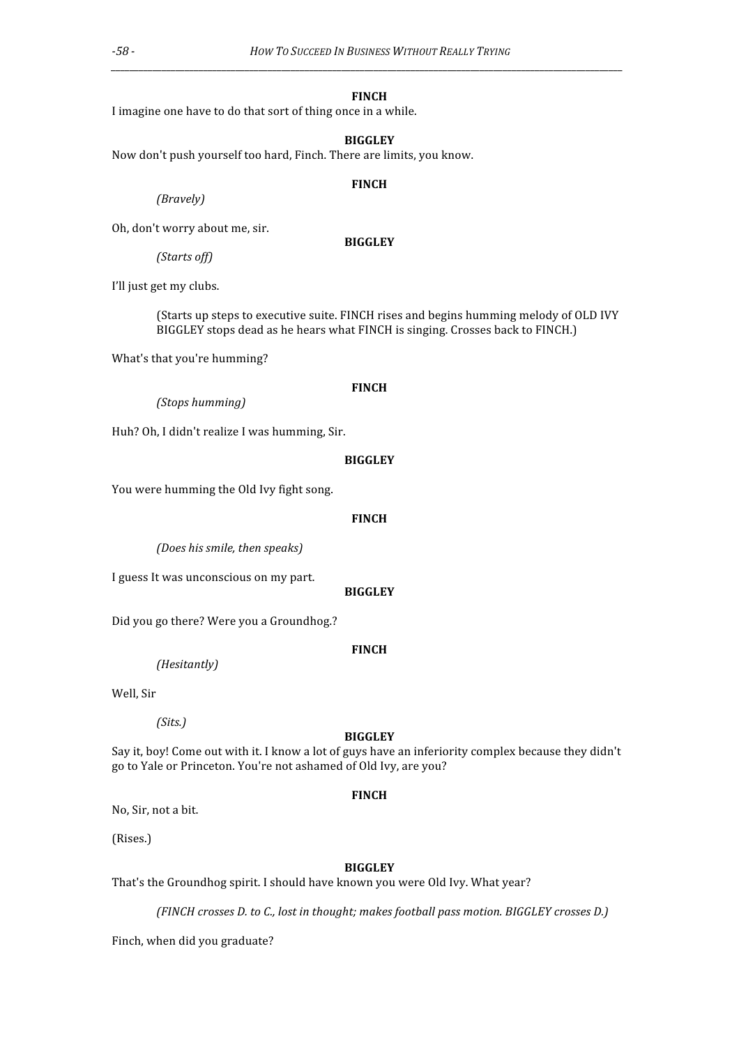**FINCH**

I imagine one have to do that sort of thing once in a while.

**BIGGLEY**

Now don't push yourself too hard, Finch. There are limits, you know.

**FINCH**

*(Bravely)*

Oh, don't worry about me, sir.

**BIGGLEY**

*(Starts off)*

I'll just get my clubs.

(Starts up steps to executive suite. FINCH rises and begins humming melody of OLD IVY BIGGLEY stops dead as he hears what FINCH is singing. Crosses back to FINCH.)

What's that you're humming?

**FINCH**

*(Stops humming)*

Huh? Oh, I didn't realize I was humming, Sir.

**BIGGLEY**

You were humming the Old Ivy fight song.

**FINCH**

*(Does his smile, then speaks)*

I guess It was unconscious on my part.

**BIGGLEY**

Did you go there? Were you a Groundhog.?

**FINCH**

*(Hesitantly)*

Well, Sir

*(Sits.)*

**BIGGLEY**

Say it, boy! Come out with it. I know a lot of guys have an inferiority complex because they didn't go to Yale or Princeton. You're not ashamed of Old Ivy, are you?

**FINCH**

No, Sir, not a bit.

(Rises.)

**BIGGLEY**

That's the Groundhog spirit. I should have known you were Old Ivy. What year?

*(FINCH crosses D. to C., lost in thought; makes football pass motion. BIGGLEY crosses D.)*

Finch, when did you graduate?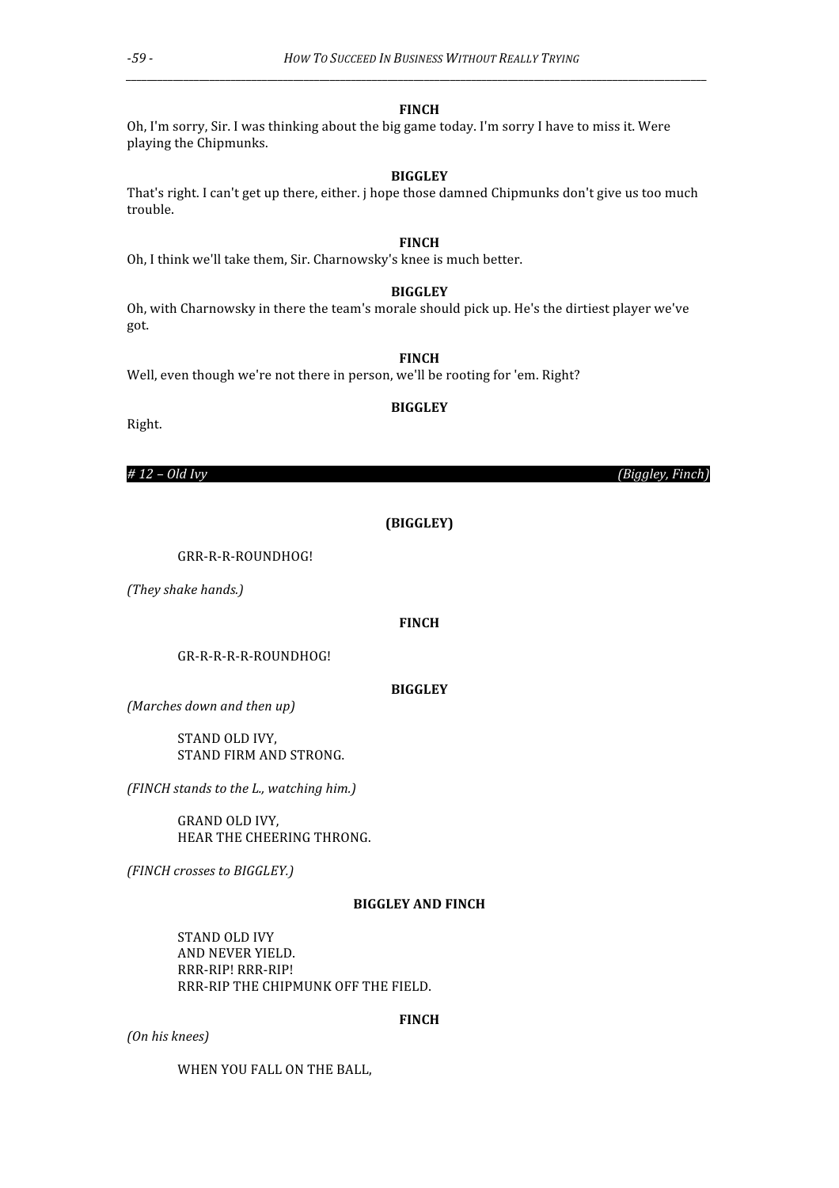**FINCH**

Oh, I'm sorry, Sir. I was thinking about the big game today. I'm sorry I have to miss it. Were playing the Chipmunks.

**BIGGLEY**

That's right. I can't get up there, either. j hope those damned Chipmunks don't give us too much trouble.

**FINCH**

Oh, I think we'll take them, Sir. Charnowsky's knee is much better.

**BIGGLEY**

Oh, with Charnowsky in there the team's morale should pick up. He's the dirtiest player we've got.

**FINCH**

Well, even though we're not there in person, we'll be rooting for 'em. Right?

**BIGGLEY**

Right.

*# 12 – Old Ivy* *(Biggley, Finch)*

**(BIGGLEY)**

GRR-R-R-ROUNDHOG!

*(They shake hands.)*

**FINCH**

GR-R-R-R-ROUNDHOG!

**BIGGLEY**

*(Marches down and then up)*

STAND OLD IVY,
STAND FIRM AND STRONG.

*(FINCH stands to the L., watching him.)*

GRAND OLD IVY,
HEAR THE CHEERING THRONG.

*(FINCH crosses to BIGGLEY.)*

**BIGGLEY AND FINCH**

STAND OLD IVY
AND NEVER YIELD.
RRR-RIP! RRR-RIP!
RRR-RIP THE CHIPMUNK OFF THE FIELD.

**FINCH**

*(On his knees)*

WHEN YOU FALL ON THE BALL,